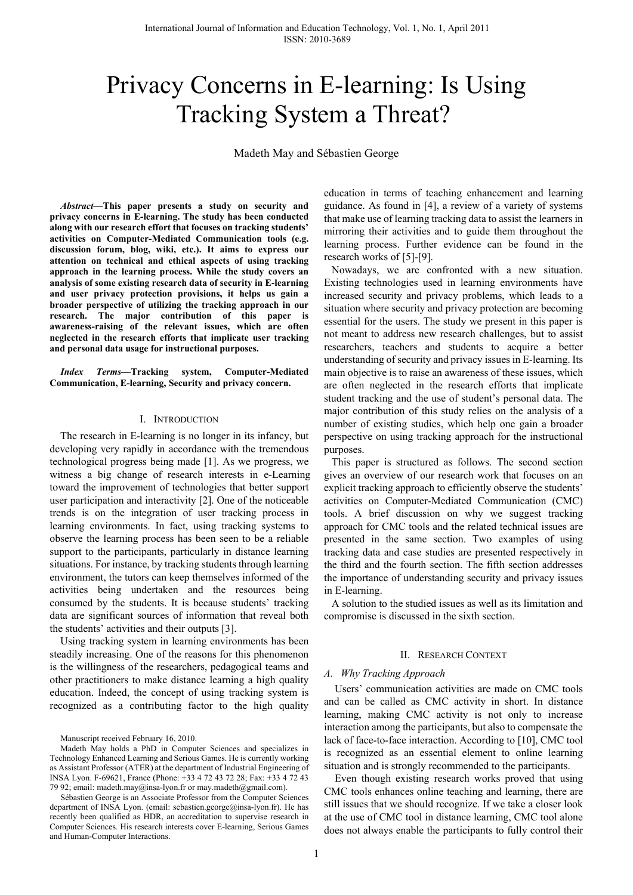# Privacy Concerns in E-learning: Is Using Tracking System a Threat?

Madeth May and Sébastien George

***Abstract*—This paper presents a study on security and privacy concerns in E-learning. The study has been conducted along with our research effort that focuses on tracking students' activities on Computer-Mediated Communication tools (e.g. discussion forum, blog, wiki, etc.). It aims to express our attention on technical and ethical aspects of using tracking approach in the learning process. While the study covers an analysis of some existing research data of security in E-learning and user privacy protection provisions, it helps us gain a broader perspective of utilizing the tracking approach in our research. The major contribution of this paper is awareness-raising of the relevant issues, which are often neglected in the research efforts that implicate user tracking and personal data usage for instructional purposes.**

***Index Terms*—Tracking system, Computer-Mediated Communication, E-learning, Security and privacy concern.**

## I. Introduction

The research in E-learning is no longer in its infancy, but developing very rapidly in accordance with the tremendous technological progress being made [1]. As we progress, we witness a big change of research interests in e-Learning toward the improvement of technologies that better support user participation and interactivity [2]. One of the noticeable trends is on the integration of user tracking process in learning environments. In fact, using tracking systems to observe the learning process has been seen to be a reliable support to the participants, particularly in distance learning situations. For instance, by tracking students through learning environment, the tutors can keep themselves informed of the activities being undertaken and the resources being consumed by the students. It is because students' tracking data are significant sources of information that reveal both the students' activities and their outputs [3].

Using tracking system in learning environments has been steadily increasing. One of the reasons for this phenomenon is the willingness of the researchers, pedagogical teams and other practitioners to make distance learning a high quality education. Indeed, the concept of using tracking system is recognized as a contributing factor to the high quality education in terms of teaching enhancement and learning guidance. As found in [4], a review of a variety of systems that make use of learning tracking data to assist the learners in mirroring their activities and to guide them throughout the learning process. Further evidence can be found in the research works of [5]-[9].

Nowadays, we are confronted with a new situation. Existing technologies used in learning environments have increased security and privacy problems, which leads to a situation where security and privacy protection are becoming essential for the users. The study we present in this paper is not meant to address new research challenges, but to assist researchers, teachers and students to acquire a better understanding of security and privacy issues in E-learning. Its main objective is to raise an awareness of these issues, which are often neglected in the research efforts that implicate student tracking and the use of student's personal data. The major contribution of this study relies on the analysis of a number of existing studies, which help one gain a broader perspective on using tracking approach for the instructional purposes.

This paper is structured as follows. The second section gives an overview of our research work that focuses on an explicit tracking approach to efficiently observe the students' activities on Computer-Mediated Communication (CMC) tools. A brief discussion on why we suggest tracking approach for CMC tools and the related technical issues are presented in the same section. Two examples of using tracking data and case studies are presented respectively in the third and the fourth section. The fifth section addresses the importance of understanding security and privacy issues in E-learning.

A solution to the studied issues as well as its limitation and compromise is discussed in the sixth section.

## II. Research Context

### A. Why Tracking Approach

Users' communication activities are made on CMC tools and can be called as CMC activity in short. In distance learning, making CMC activity is not only to increase interaction among the participants, but also to compensate the lack of face-to-face interaction. According to [10], CMC tool is recognized as an essential element to online learning situation and is strongly recommended to the participants.

Even though existing research works proved that using CMC tools enhances online teaching and learning, there are still issues that we should recognize. If we take a closer look at the use of CMC tool in distance learning, CMC tool alone does not always enable the participants to fully control their

Manuscript received February 16, 2010.

Madeth May holds a PhD in Computer Sciences and specializes in Technology Enhanced Learning and Serious Games. He is currently working as Assistant Professor (ATER) at the department of Industrial Engineering of INSA Lyon. F-69621, France (Phone: +33 4 72 43 72 28; Fax: +33 4 72 43 79 92; email: madeth.may@insa-lyon.fr or may.madeth@gmail.com).

Sébastien George is an Associate Professor from the Computer Sciences department of INSA Lyon. (email: sebastien.george@insa-lyon.fr). He has recently been qualified as HDR, an accreditation to supervise research in Computer Sciences. His research interests cover E-learning, Serious Games and Human-Computer Interactions.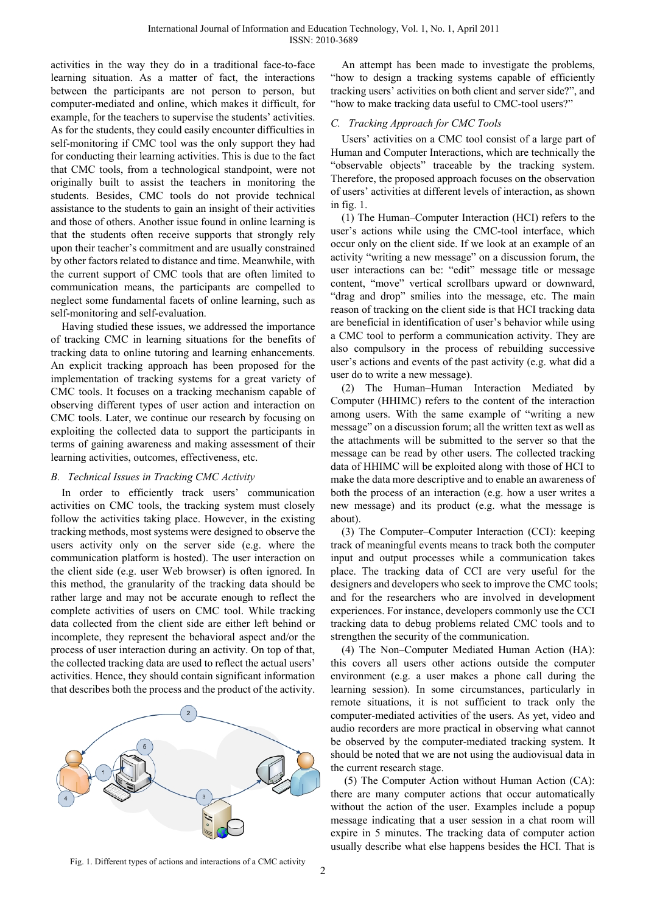activities in the way they do in a traditional face-to-face learning situation. As a matter of fact, the interactions between the participants are not person to person, but computer-mediated and online, which makes it difficult, for example, for the teachers to supervise the students' activities. As for the students, they could easily encounter difficulties in self-monitoring if CMC tool was the only support they had for conducting their learning activities. This is due to the fact that CMC tools, from a technological standpoint, were not originally built to assist the teachers in monitoring the students. Besides, CMC tools do not provide technical assistance to the students to gain an insight of their activities and those of others. Another issue found in online learning is that the students often receive supports that strongly rely upon their teacher's commitment and are usually constrained by other factors related to distance and time. Meanwhile, with the current support of CMC tools that are often limited to communication means, the participants are compelled to neglect some fundamental facets of online learning, such as self-monitoring and self-evaluation.

Having studied these issues, we addressed the importance of tracking CMC in learning situations for the benefits of tracking data to online tutoring and learning enhancements. An explicit tracking approach has been proposed for the implementation of tracking systems for a great variety of CMC tools. It focuses on a tracking mechanism capable of observing different types of user action and interaction on CMC tools. Later, we continue our research by focusing on exploiting the collected data to support the participants in terms of gaining awareness and making assessment of their learning activities, outcomes, effectiveness, etc.

### *B. Technical Issues in Tracking CMC Activity*

In order to efficiently track users' communication activities on CMC tools, the tracking system must closely follow the activities taking place. However, in the existing tracking methods, most systems were designed to observe the users activity only on the server side (e.g. where the communication platform is hosted). The user interaction on the client side (e.g. user Web browser) is often ignored. In this method, the granularity of the tracking data should be rather large and may not be accurate enough to reflect the complete activities of users on CMC tool. While tracking data collected from the client side are either left behind or incomplete, they represent the behavioral aspect and/or the process of user interaction during an activity. On top of that, the collected tracking data are used to reflect the actual users' activities. Hence, they should contain significant information that describes both the process and the product of the activity.

Fig. 1. Different types of actions and interactions of a CMC activity

An attempt has been made to investigate the problems, "how to design a tracking systems capable of efficiently tracking users' activities on both client and server side?", and "how to make tracking data useful to CMC-tool users?"

### *C. Tracking Approach for CMC Tools*

Users' activities on a CMC tool consist of a large part of Human and Computer Interactions, which are technically the "observable objects" traceable by the tracking system. Therefore, the proposed approach focuses on the observation of users' activities at different levels of interaction, as shown in fig. 1.

(1) The Human–Computer Interaction (HCI) refers to the user's actions while using the CMC-tool interface, which occur only on the client side. If we look at an example of an activity "writing a new message" on a discussion forum, the user interactions can be: "edit" message title or message content, "move" vertical scrollbars upward or downward, "drag and drop" smilies into the message, etc. The main reason of tracking on the client side is that HCI tracking data are beneficial in identification of user's behavior while using a CMC tool to perform a communication activity. They are also compulsory in the process of rebuilding successive user's actions and events of the past activity (e.g. what did a user do to write a new message).

(2) The Human–Human Interaction Mediated by Computer (HHIMC) refers to the content of the interaction among users. With the same example of "writing a new message" on a discussion forum; all the written text as well as the attachments will be submitted to the server so that the message can be read by other users. The collected tracking data of HHIMC will be exploited along with those of HCI to make the data more descriptive and to enable an awareness of both the process of an interaction (e.g. how a user writes a new message) and its product (e.g. what the message is about).

(3) The Computer–Computer Interaction (CCI): keeping track of meaningful events means to track both the computer input and output processes while a communication takes place. The tracking data of CCI are very useful for the designers and developers who seek to improve the CMC tools; and for the researchers who are involved in development experiences. For instance, developers commonly use the CCI tracking data to debug problems related CMC tools and to strengthen the security of the communication.

(4) The Non–Computer Mediated Human Action (HA): this covers all users other actions outside the computer environment (e.g. a user makes a phone call during the learning session). In some circumstances, particularly in remote situations, it is not sufficient to track only the computer-mediated activities of the users. As yet, video and audio recorders are more practical in observing what cannot be observed by the computer-mediated tracking system. It should be noted that we are not using the audiovisual data in the current research stage.

(5) The Computer Action without Human Action (CA): there are many computer actions that occur automatically without the action of the user. Examples include a popup message indicating that a user session in a chat room will expire in 5 minutes. The tracking data of computer action usually describe what else happens besides the HCI. That is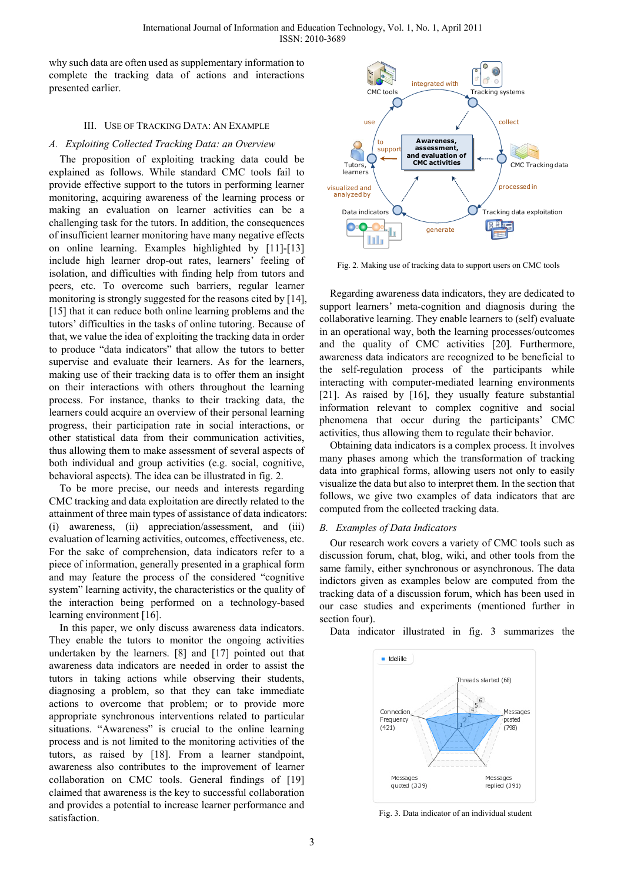why such data are often used as supplementary information to complete the tracking data of actions and interactions presented earlier.

## III. Use of Tracking Data: An Example

### *A. Exploiting Collected Tracking Data: an Overview*

The proposition of exploiting tracking data could be explained as follows. While standard CMC tools fail to provide effective support to the tutors in performing learner monitoring, acquiring awareness of the learning process or making an evaluation on learner activities can be a challenging task for the tutors. In addition, the consequences of insufficient learner monitoring have many negative effects on online learning. Examples highlighted by [11]-[13] include high learner drop-out rates, learners' feeling of isolation, and difficulties with finding help from tutors and peers, etc. To overcome such barriers, regular learner monitoring is strongly suggested for the reasons cited by [14], [15] that it can reduce both online learning problems and the tutors' difficulties in the tasks of online tutoring. Because of that, we value the idea of exploiting the tracking data in order to produce "data indicators" that allow the tutors to better supervise and evaluate their learners. As for the learners, making use of their tracking data is to offer them an insight on their interactions with others throughout the learning process. For instance, thanks to their tracking data, the learners could acquire an overview of their personal learning progress, their participation rate in social interactions, or other statistical data from their communication activities, thus allowing them to make assessment of several aspects of both individual and group activities (e.g. social, cognitive, behavioral aspects). The idea can be illustrated in fig. 2.

To be more precise, our needs and interests regarding CMC tracking and data exploitation are directly related to the attainment of three main types of assistance of data indicators: (i) awareness, (ii) appreciation/assessment, and (iii) evaluation of learning activities, outcomes, effectiveness, etc. For the sake of comprehension, data indicators refer to a piece of information, generally presented in a graphical form and may feature the process of the considered "cognitive system" learning activity, the characteristics or the quality of the interaction being performed on a technology-based learning environment [16].

In this paper, we only discuss awareness data indicators. They enable the tutors to monitor the ongoing activities undertaken by the learners. [8] and [17] pointed out that awareness data indicators are needed in order to assist the tutors in taking actions while observing their students, diagnosing a problem, so that they can take immediate actions to overcome that problem; or to provide more appropriate synchronous interventions related to particular situations. "Awareness" is crucial to the online learning process and is not limited to the monitoring activities of the tutors, as raised by [18]. From a learner standpoint, awareness also contributes to the improvement of learner collaboration on CMC tools. General findings of [19] claimed that awareness is the key to successful collaboration and provides a potential to increase learner performance and satisfaction.

Fig. 2. Making use of tracking data to support users on CMC tools

Regarding awareness data indicators, they are dedicated to support learners' meta-cognition and diagnosis during the collaborative learning. They enable learners to (self) evaluate in an operational way, both the learning processes/outcomes and the quality of CMC activities [20]. Furthermore, awareness data indicators are recognized to be beneficial to the self-regulation process of the participants while interacting with computer-mediated learning environments [21]. As raised by [16], they usually feature substantial information relevant to complex cognitive and social phenomena that occur during the participants' CMC activities, thus allowing them to regulate their behavior.

Obtaining data indicators is a complex process. It involves many phases among which the transformation of tracking data into graphical forms, allowing users not only to easily visualize the data but also to interpret them. In the section that follows, we give two examples of data indicators that are computed from the collected tracking data.

### *B. Examples of Data Indicators*

Our research work covers a variety of CMC tools such as discussion forum, chat, blog, wiki, and other tools from the same family, either synchronous or asynchronous. The data indictors given as examples below are computed from the tracking data of a discussion forum, which has been used in our case studies and experiments (mentioned further in section four).

Data indicator illustrated in fig. 3 summarizes the

Fig. 3. Data indicator of an individual student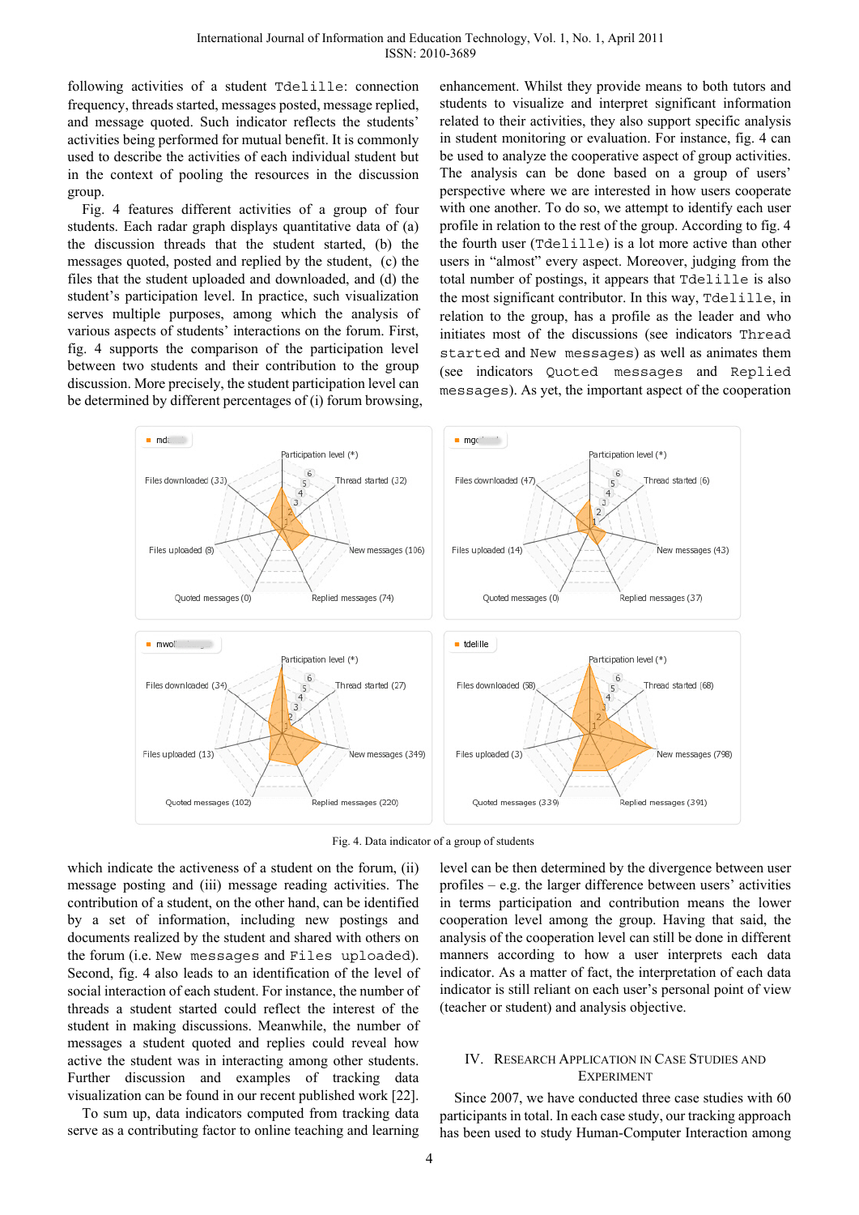following activities of a student `Tdelille`: connection frequency, threads started, messages posted, message replied, and message quoted. Such indicator reflects the students' activities being performed for mutual benefit. It is commonly used to describe the activities of each individual student but in the context of pooling the resources in the discussion group.

Fig. 4 features different activities of a group of four students. Each radar graph displays quantitative data of (a) the discussion threads that the student started, (b) the messages quoted, posted and replied by the student, (c) the files that the student uploaded and downloaded, and (d) the student's participation level. In practice, such visualization serves multiple purposes, among which the analysis of various aspects of students' interactions on the forum. First, fig. 4 supports the comparison of the participation level between two students and their contribution to the group discussion. More precisely, the student participation level can be determined by different percentages of (i) forum browsing, which indicate the activeness of a student on the forum, (ii) message posting and (iii) message reading activities. The contribution of a student, on the other hand, can be identified by a set of information, including new postings and documents realized by the student and shared with others on the forum (i.e. `New messages` and `Files uploaded`). Second, fig. 4 also leads to an identification of the level of social interaction of each student. For instance, the number of threads a student started could reflect the interest of the student in making discussions. Meanwhile, the number of messages a student quoted and replies could reveal how active the student was in interacting among other students. Further discussion and examples of tracking data visualization can be found in our recent published work [22].

To sum up, data indicators computed from tracking data serve as a contributing factor to online teaching and learning enhancement. Whilst they provide means to both tutors and students to visualize and interpret significant information related to their activities, they also support specific analysis in student monitoring or evaluation. For instance, fig. 4 can be used to analyze the cooperative aspect of group activities. The analysis can be done based on a group of users' perspective where we are interested in how users cooperate with one another. To do so, we attempt to identify each user profile in relation to the rest of the group. According to fig. 4 the fourth user (`Tdelille`) is a lot more active than other users in "almost" every aspect. Moreover, judging from the total number of postings, it appears that `Tdelille` is also the most significant contributor. In this way, `Tdelille`, in relation to the group, has a profile as the leader and who initiates most of the discussions (see indicators `Thread started` and `New messages`) as well as animates them (see indicators `Quoted messages` and `Replied messages`). As yet, the important aspect of the cooperation level can be then determined by the divergence between user profiles – e.g. the larger difference between users' activities in terms participation and contribution means the lower cooperation level among the group. Having that said, the analysis of the cooperation level can still be done in different manners according to how a user interprets each data indicator. As a matter of fact, the interpretation of each data indicator is still reliant on each user's personal point of view (teacher or student) and analysis objective.

Fig. 4. Data indicator of a group of students

## IV. Research Application in Case Studies and Experiment

Since 2007, we have conducted three case studies with 60 participants in total. In each case study, our tracking approach has been used to study Human-Computer Interaction among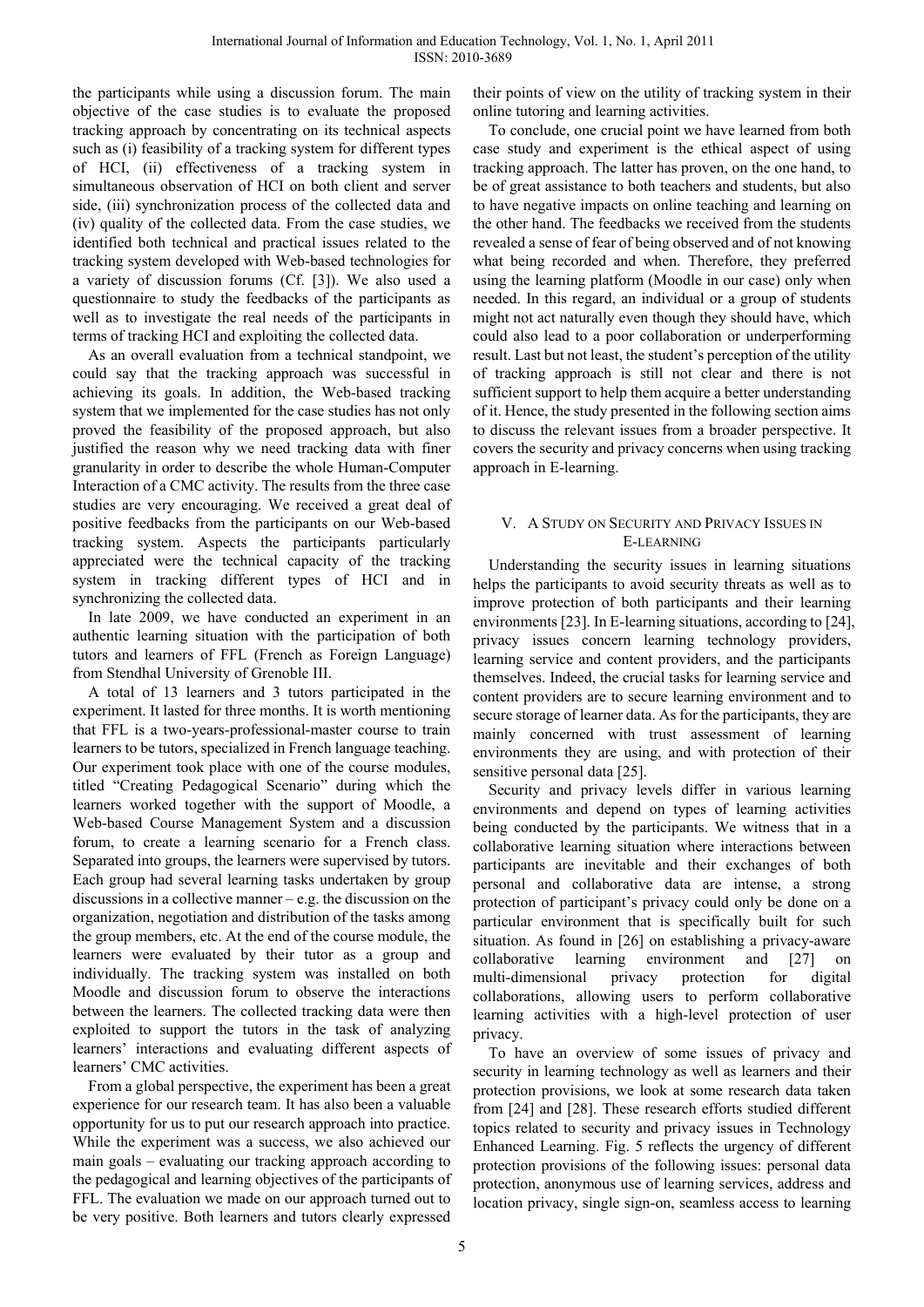the participants while using a discussion forum. The main objective of the case studies is to evaluate the proposed tracking approach by concentrating on its technical aspects such as (i) feasibility of a tracking system for different types of HCI, (ii) effectiveness of a tracking system in simultaneous observation of HCI on both client and server side, (iii) synchronization process of the collected data and (iv) quality of the collected data. From the case studies, we identified both technical and practical issues related to the tracking system developed with Web-based technologies for a variety of discussion forums (Cf. [3]). We also used a questionnaire to study the feedbacks of the participants as well as to investigate the real needs of the participants in terms of tracking HCI and exploiting the collected data.

As an overall evaluation from a technical standpoint, we could say that the tracking approach was successful in achieving its goals. In addition, the Web-based tracking system that we implemented for the case studies has not only proved the feasibility of the proposed approach, but also justified the reason why we need tracking data with finer granularity in order to describe the whole Human-Computer Interaction of a CMC activity. The results from the three case studies are very encouraging. We received a great deal of positive feedbacks from the participants on our Web-based tracking system. Aspects the participants particularly appreciated were the technical capacity of the tracking system in tracking different types of HCI and in synchronizing the collected data.

In late 2009, we have conducted an experiment in an authentic learning situation with the participation of both tutors and learners of FFL (French as Foreign Language) from Stendhal University of Grenoble III.

A total of 13 learners and 3 tutors participated in the experiment. It lasted for three months. It is worth mentioning that FFL is a two-years-professional-master course to train learners to be tutors, specialized in French language teaching. Our experiment took place with one of the course modules, titled "Creating Pedagogical Scenario" during which the learners worked together with the support of Moodle, a Web-based Course Management System and a discussion forum, to create a learning scenario for a French class. Separated into groups, the learners were supervised by tutors. Each group had several learning tasks undertaken by group discussions in a collective manner – e.g. the discussion on the organization, negotiation and distribution of the tasks among the group members, etc. At the end of the course module, the learners were evaluated by their tutor as a group and individually. The tracking system was installed on both Moodle and discussion forum to observe the interactions between the learners. The collected tracking data were then exploited to support the tutors in the task of analyzing learners' interactions and evaluating different aspects of learners' CMC activities.

From a global perspective, the experiment has been a great experience for our research team. It has also been a valuable opportunity for us to put our research approach into practice. While the experiment was a success, we also achieved our main goals – evaluating our tracking approach according to the pedagogical and learning objectives of the participants of FFL. The evaluation we made on our approach turned out to be very positive. Both learners and tutors clearly expressed their points of view on the utility of tracking system in their online tutoring and learning activities.

To conclude, one crucial point we have learned from both case study and experiment is the ethical aspect of using tracking approach. The latter has proven, on the one hand, to be of great assistance to both teachers and students, but also to have negative impacts on online teaching and learning on the other hand. The feedbacks we received from the students revealed a sense of fear of being observed and of not knowing what being recorded and when. Therefore, they preferred using the learning platform (Moodle in our case) only when needed. In this regard, an individual or a group of students might not act naturally even though they should have, which could also lead to a poor collaboration or underperforming result. Last but not least, the student's perception of the utility of tracking approach is still not clear and there is not sufficient support to help them acquire a better understanding of it. Hence, the study presented in the following section aims to discuss the relevant issues from a broader perspective. It covers the security and privacy concerns when using tracking approach in E-learning.

## V. A Study on Security and Privacy Issues in E-learning

Understanding the security issues in learning situations helps the participants to avoid security threats as well as to improve protection of both participants and their learning environments [23]. In E-learning situations, according to [24], privacy issues concern learning technology providers, learning service and content providers, and the participants themselves. Indeed, the crucial tasks for learning service and content providers are to secure learning environment and to secure storage of learner data. As for the participants, they are mainly concerned with trust assessment of learning environments they are using, and with protection of their sensitive personal data [25].

Security and privacy levels differ in various learning environments and depend on types of learning activities being conducted by the participants. We witness that in a collaborative learning situation where interactions between participants are inevitable and their exchanges of both personal and collaborative data are intense, a strong protection of participant's privacy could only be done on a particular environment that is specifically built for such situation. As found in [26] on establishing a privacy-aware collaborative learning environment and [27] on multi-dimensional privacy protection for digital collaborations, allowing users to perform collaborative learning activities with a high-level protection of user privacy.

To have an overview of some issues of privacy and security in learning technology as well as learners and their protection provisions, we look at some research data taken from [24] and [28]. These research efforts studied different topics related to security and privacy issues in Technology Enhanced Learning. Fig. 5 reflects the urgency of different protection provisions of the following issues: personal data protection, anonymous use of learning services, address and location privacy, single sign-on, seamless access to learning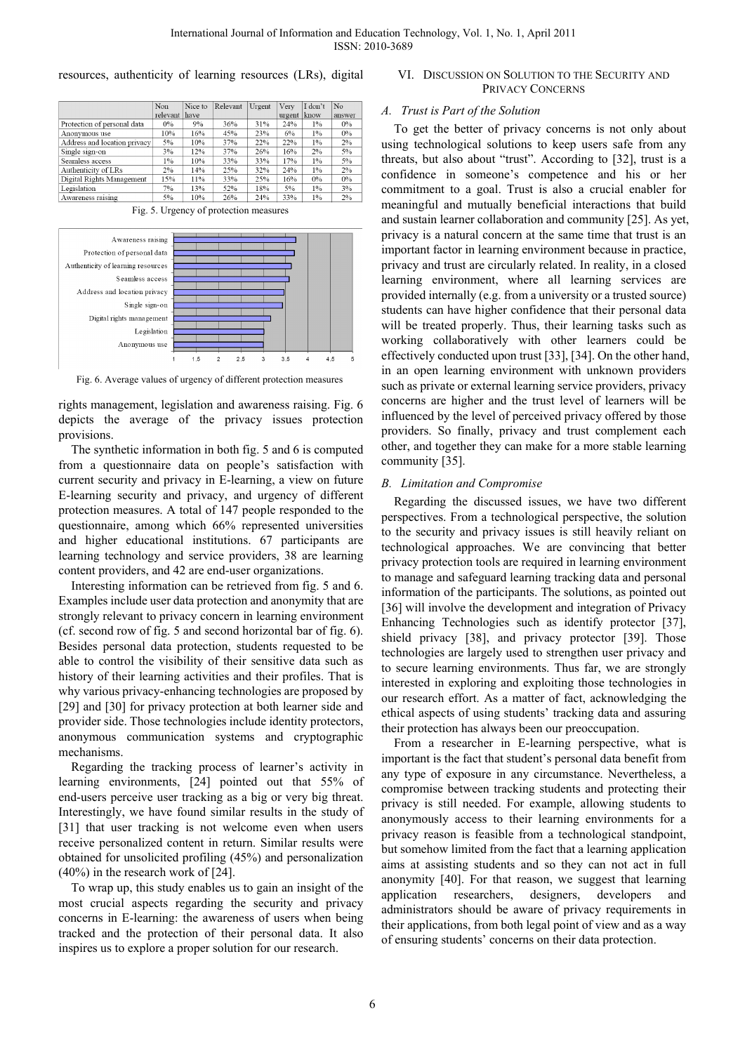resources, authenticity of learning resources (LRs), digital rights management, legislation and awareness raising. Fig. 6 depicts the average of the privacy issues protection provisions.

| | Non relevant | Nice to have | Relevant | Urgent | Very urgent | I don't know | No answer |
|---|---|---|---|---|---|---|---|
| Protection of personal data | 0% | 9% | 36% | 31% | 24% | 1% | 0% |
| Anonymous use | 10% | 16% | 45% | 23% | 6% | 1% | 0% |
| Address and location privacy | 5% | 10% | 37% | 22% | 22% | 1% | 2% |
| Single sign-on | 3% | 12% | 37% | 26% | 16% | 2% | 5% |
| Seamless access | 1% | 10% | 33% | 33% | 17% | 1% | 5% |
| Authenticity of LRs | 2% | 14% | 25% | 32% | 24% | 1% | 2% |
| Digital Rights Management | 15% | 11% | 33% | 25% | 16% | 0% | 0% |
| Legislation | 7% | 13% | 52% | 18% | 5% | 1% | 3% |
| Awareness raising | 5% | 10% | 26% | 24% | 33% | 1% | 2% |

Fig. 5. Urgency of protection measures

Fig. 6. Average values of urgency of different protection measures

The synthetic information in both fig. 5 and 6 is computed from a questionnaire data on people's satisfaction with current security and privacy in E-learning, a view on future E-learning security and privacy, and urgency of different protection measures. A total of 147 people responded to the questionnaire, among which 66% represented universities and higher educational institutions. 67 participants are learning technology and service providers, 38 are learning content providers, and 42 are end-user organizations.

Interesting information can be retrieved from fig. 5 and 6. Examples include user data protection and anonymity that are strongly relevant to privacy concern in learning environment (cf. second row of fig. 5 and second horizontal bar of fig. 6). Besides personal data protection, students requested to be able to control the visibility of their sensitive data such as history of their learning activities and their profiles. That is why various privacy-enhancing technologies are proposed by [29] and [30] for privacy protection at both learner side and provider side. Those technologies include identity protectors, anonymous communication systems and cryptographic mechanisms.

Regarding the tracking process of learner's activity in learning environments, [24] pointed out that 55% of end-users perceive user tracking as a big or very big threat. Interestingly, we have found similar results in the study of [31] that user tracking is not welcome even when users receive personalized content in return. Similar results were obtained for unsolicited profiling (45%) and personalization (40%) in the research work of [24].

To wrap up, this study enables us to gain an insight of the most crucial aspects regarding the security and privacy concerns in E-learning: the awareness of users when being tracked and the protection of their personal data. It also inspires us to explore a proper solution for our research.

## VI. Discussion on Solution to the Security and Privacy Concerns

### A. Trust is Part of the Solution

To get the better of privacy concerns is not only about using technological solutions to keep users safe from any threats, but also about "trust". According to [32], trust is a confidence in someone's competence and his or her commitment to a goal. Trust is also a crucial enabler for meaningful and mutually beneficial interactions that build and sustain learner collaboration and community [25]. As yet, privacy is a natural concern at the same time that trust is an important factor in learning environment because in practice, privacy and trust are circularly related. In reality, in a closed learning environment, where all learning services are provided internally (e.g. from a university or a trusted source) students can have higher confidence that their personal data will be treated properly. Thus, their learning tasks such as working collaboratively with other learners could be effectively conducted upon trust [33], [34]. On the other hand, in an open learning environment with unknown providers such as private or external learning service providers, privacy concerns are higher and the trust level of learners will be influenced by the level of perceived privacy offered by those providers. So finally, privacy and trust complement each other, and together they can make for a more stable learning community [35].

### B. Limitation and Compromise

Regarding the discussed issues, we have two different perspectives. From a technological perspective, the solution to the security and privacy issues is still heavily reliant on technological approaches. We are convincing that better privacy protection tools are required in learning environment to manage and safeguard learning tracking data and personal information of the participants. The solutions, as pointed out [36] will involve the development and integration of Privacy Enhancing Technologies such as identify protector [37], shield privacy [38], and privacy protector [39]. Those technologies are largely used to strengthen user privacy and to secure learning environments. Thus far, we are strongly interested in exploring and exploiting those technologies in our research effort. As a matter of fact, acknowledging the ethical aspects of using students' tracking data and assuring their protection has always been our preoccupation.

From a researcher in E-learning perspective, what is important is the fact that student's personal data benefit from any type of exposure in any circumstance. Nevertheless, a compromise between tracking students and protecting their privacy is still needed. For example, allowing students to anonymously access to their learning environments for a privacy reason is feasible from a technological standpoint, but somehow limited from the fact that a learning application aims at assisting students and so they can not act in full anonymity [40]. For that reason, we suggest that learning application researchers, designers, developers and administrators should be aware of privacy requirements in their applications, from both legal point of view and as a way of ensuring students' concerns on their data protection.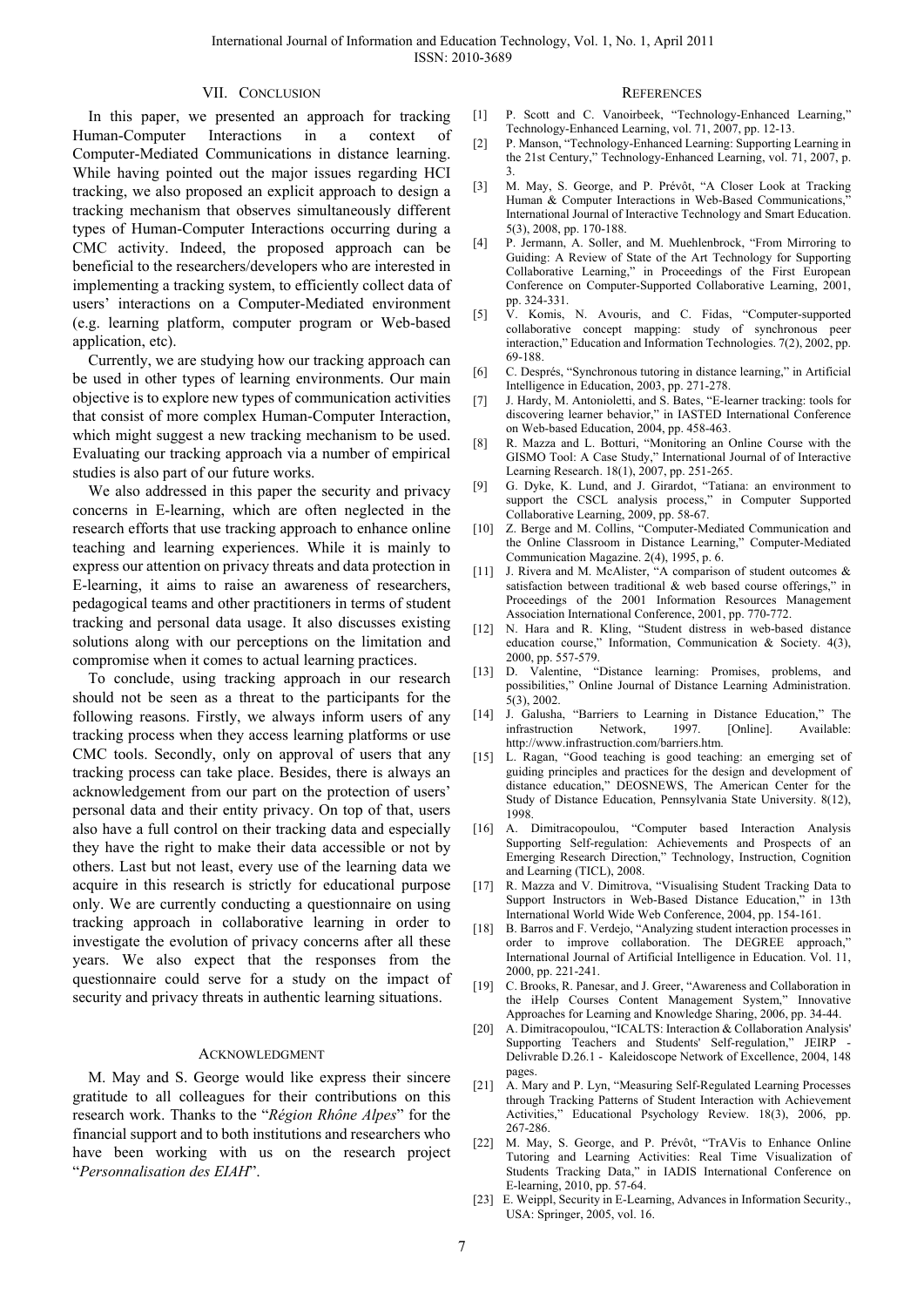## VII. Conclusion

In this paper, we presented an approach for tracking Human-Computer Interactions in a context of Computer-Mediated Communications in distance learning. While having pointed out the major issues regarding HCI tracking, we also proposed an explicit approach to design a tracking mechanism that observes simultaneously different types of Human-Computer Interactions occurring during a CMC activity. Indeed, the proposed approach can be beneficial to the researchers/developers who are interested in implementing a tracking system, to efficiently collect data of users' interactions on a Computer-Mediated environment (e.g. learning platform, computer program or Web-based application, etc).

Currently, we are studying how our tracking approach can be used in other types of learning environments. Our main objective is to explore new types of communication activities that consist of more complex Human-Computer Interaction, which might suggest a new tracking mechanism to be used. Evaluating our tracking approach via a number of empirical studies is also part of our future works.

We also addressed in this paper the security and privacy concerns in E-learning, which are often neglected in the research efforts that use tracking approach to enhance online teaching and learning experiences. While it is mainly to express our attention on privacy threats and data protection in E-learning, it aims to raise an awareness of researchers, pedagogical teams and other practitioners in terms of student tracking and personal data usage. It also discusses existing solutions along with our perceptions on the limitation and compromise when it comes to actual learning practices.

To conclude, using tracking approach in our research should not be seen as a threat to the participants for the following reasons. Firstly, we always inform users of any tracking process when they access learning platforms or use CMC tools. Secondly, only on approval of users that any tracking process can take place. Besides, there is always an acknowledgement from our part on the protection of users' personal data and their entity privacy. On top of that, users also have a full control on their tracking data and especially they have the right to make their data accessible or not by others. Last but not least, every use of the learning data we acquire in this research is strictly for educational purpose only. We are currently conducting a questionnaire on using tracking approach in collaborative learning in order to investigate the evolution of privacy concerns after all these years. We also expect that the responses from the questionnaire could serve for a study on the impact of security and privacy threats in authentic learning situations.

## Acknowledgment

M. May and S. George would like express their sincere gratitude to all colleagues for their contributions on this research work. Thanks to the "*Région Rhône Alpes*" for the financial support and to both institutions and researchers who have been working with us on the research project "*Personnalisation des EIAH*".

## References

[1] P. Scott and C. Vanoirbeek, "Technology-Enhanced Learning," Technology-Enhanced Learning, vol. 71, 2007, pp. 12-13.

[2] P. Manson, "Technology-Enhanced Learning: Supporting Learning in the 21st Century," Technology-Enhanced Learning, vol. 71, 2007, p. 3.

[3] M. May, S. George, and P. Prévôt, "A Closer Look at Tracking Human & Computer Interactions in Web-Based Communications," International Journal of Interactive Technology and Smart Education. 5(3), 2008, pp. 170-188.

[4] P. Jermann, A. Soller, and M. Muehlenbrock, "From Mirroring to Guiding: A Review of State of the Art Technology for Supporting Collaborative Learning," in Proceedings of the First European Conference on Computer-Supported Collaborative Learning, 2001, pp. 324-331.

[5] V. Komis, N. Avouris, and C. Fidas, "Computer-supported collaborative concept mapping: study of synchronous peer interaction," Education and Information Technologies. 7(2), 2002, pp. 69-188.

[6] C. Després, "Synchronous tutoring in distance learning," in Artificial Intelligence in Education, 2003, pp. 271-278.

[7] J. Hardy, M. Antonioletti, and S. Bates, "E-learner tracking: tools for discovering learner behavior," in IASTED International Conference on Web-based Education, 2004, pp. 458-463.

[8] R. Mazza and L. Botturi, "Monitoring an Online Course with the GISMO Tool: A Case Study," International Journal of of Interactive Learning Research. 18(1), 2007, pp. 251-265.

[9] G. Dyke, K. Lund, and J. Girardot, "Tatiana: an environment to support the CSCL analysis process," in Computer Supported Collaborative Learning, 2009, pp. 58-67.

[10] Z. Berge and M. Collins, "Computer-Mediated Communication and the Online Classroom in Distance Learning," Computer-Mediated Communication Magazine. 2(4), 1995, p. 6.

[11] J. Rivera and M. McAlister, "A comparison of student outcomes & satisfaction between traditional & web based course offerings," in Proceedings of the 2001 Information Resources Management Association International Conference, 2001, pp. 770-772.

[12] N. Hara and R. Kling, "Student distress in web-based distance education course," Information, Communication & Society. 4(3), 2000, pp. 557-579.

[13] D. Valentine, "Distance learning: Promises, problems, and possibilities," Online Journal of Distance Learning Administration. 5(3), 2002.

[14] J. Galusha, "Barriers to Learning in Distance Education," The infrastruction Network, 1997. [Online]. Available: http://www.infrastruction.com/barriers.htm.

[15] L. Ragan, "Good teaching is good teaching: an emerging set of guiding principles and practices for the design and development of distance education," DEOSNEWS, The American Center for the Study of Distance Education, Pennsylvania State University. 8(12), 1998.

[16] A. Dimitracopoulou, "Computer based Interaction Analysis Supporting Self-regulation: Achievements and Prospects of an Emerging Research Direction," Technology, Instruction, Cognition and Learning (TICL), 2008.

[17] R. Mazza and V. Dimitrova, "Visualising Student Tracking Data to Support Instructors in Web-Based Distance Education," in 13th International World Wide Web Conference, 2004, pp. 154-161.

[18] B. Barros and F. Verdejo, "Analyzing student interaction processes in order to improve collaboration. The DEGREE approach," International Journal of Artificial Intelligence in Education. Vol. 11, 2000, pp. 221-241.

[19] C. Brooks, R. Panesar, and J. Greer, "Awareness and Collaboration in the iHelp Courses Content Management System," Innovative Approaches for Learning and Knowledge Sharing, 2006, pp. 34-44.

[20] A. Dimitracopoulou, "ICALTS: Interaction & Collaboration Analysis' Supporting Teachers and Students' Self-regulation," JEIRP - Delivrable D.26.1 - Kaleidoscope Network of Excellence, 2004, 148 pages.

[21] A. Mary and P. Lyn, "Measuring Self-Regulated Learning Processes through Tracking Patterns of Student Interaction with Achievement Activities," Educational Psychology Review. 18(3), 2006, pp. 267-286.

[22] M. May, S. George, and P. Prévôt, "TrAVis to Enhance Online Tutoring and Learning Activities: Real Time Visualization of Students Tracking Data," in IADIS International Conference on E-learning, 2010, pp. 57-64.

[23] E. Weippl, Security in E-Learning, Advances in Information Security., USA: Springer, 2005, vol. 16.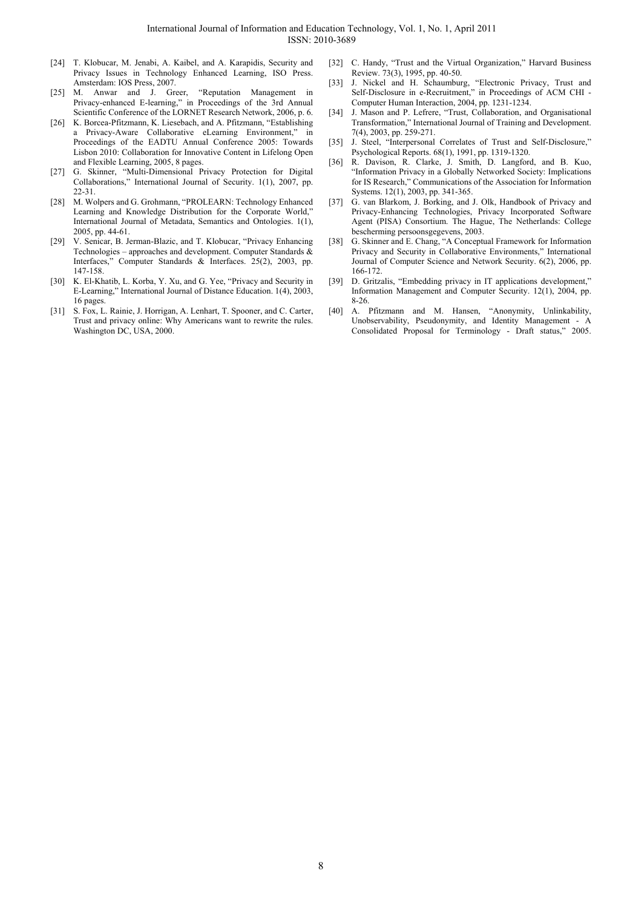[24] T. Klobucar, M. Jenabi, A. Kaibel, and A. Karapidis, Security and Privacy Issues in Technology Enhanced Learning, ISO Press. Amsterdam: IOS Press, 2007.

[25] M. Anwar and J. Greer, "Reputation Management in Privacy-enhanced E-learning," in Proceedings of the 3rd Annual Scientific Conference of the LORNET Research Network, 2006, p. 6.

[26] K. Borcea-Pfitzmann, K. Liesebach, and A. Pfitzmann, "Establishing a Privacy-Aware Collaborative eLearning Environment," in Proceedings of the EADTU Annual Conference 2005: Towards Lisbon 2010: Collaboration for Innovative Content in Lifelong Open and Flexible Learning, 2005, 8 pages.

[27] G. Skinner, "Multi-Dimensional Privacy Protection for Digital Collaborations," International Journal of Security. 1(1), 2007, pp. 22-31.

[28] M. Wolpers and G. Grohmann, "PROLEARN: Technology Enhanced Learning and Knowledge Distribution for the Corporate World," International Journal of Metadata, Semantics and Ontologies. 1(1), 2005, pp. 44-61.

[29] V. Senicar, B. Jerman-Blazic, and T. Klobucar, "Privacy Enhancing Technologies – approaches and development. Computer Standards & Interfaces," Computer Standards & Interfaces. 25(2), 2003, pp. 147-158.

[30] K. El-Khatib, L. Korba, Y. Xu, and G. Yee, "Privacy and Security in E-Learning," International Journal of Distance Education. 1(4), 2003, 16 pages.

[31] S. Fox, L. Rainie, J. Horrigan, A. Lenhart, T. Spooner, and C. Carter, Trust and privacy online: Why Americans want to rewrite the rules. Washington DC, USA, 2000.

[32] C. Handy, "Trust and the Virtual Organization," Harvard Business Review. 73(3), 1995, pp. 40-50.

[33] J. Nickel and H. Schaumburg, "Electronic Privacy, Trust and Self-Disclosure in e-Recruitment," in Proceedings of ACM CHI - Computer Human Interaction, 2004, pp. 1231-1234.

[34] J. Mason and P. Lefrere, "Trust, Collaboration, and Organisational Transformation," International Journal of Training and Development. 7(4), 2003, pp. 259-271.

[35] J. Steel, "Interpersonal Correlates of Trust and Self-Disclosure," Psychological Reports. 68(1), 1991, pp. 1319-1320.

[36] R. Davison, R. Clarke, J. Smith, D. Langford, and B. Kuo, "Information Privacy in a Globally Networked Society: Implications for IS Research," Communications of the Association for Information Systems. 12(1), 2003, pp. 341-365.

[37] G. van Blarkom, J. Borking, and J. Olk, Handbook of Privacy and Privacy-Enhancing Technologies, Privacy Incorporated Software Agent (PISA) Consortium. The Hague, The Netherlands: College bescherming persoonsgegevens, 2003.

[38] G. Skinner and E. Chang, "A Conceptual Framework for Information Privacy and Security in Collaborative Environments," International Journal of Computer Science and Network Security. 6(2), 2006, pp. 166-172.

[39] D. Gritzalis, "Embedding privacy in IT applications development," Information Management and Computer Security. 12(1), 2004, pp. 8-26.

[40] A. Pfitzmann and M. Hansen, "Anonymity, Unlinkability, Unobservability, Pseudonymity, and Identity Management - A Consolidated Proposal for Terminology - Draft status," 2005.